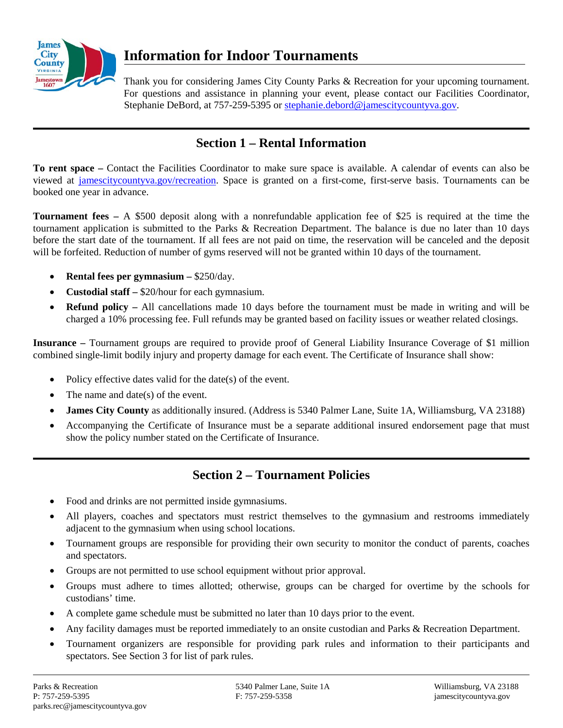# Information for Indoor Tournaments

Thank you for considering James City County Parks & Recreation for your upcoming tournament. For questions and assistance in planning your event, please contact our Facilities Coordinator, Stephanie DeBord, at 757-259-5395 or stephanie.debord@jamescitycountyva.gov.

## Section 1 – Rental Information

**To rent space –** Contact the Facilities Coordinator to make sure space is available. A calendar of events can also be viewed at jamescitycountyva.gov/recreation. Space is granted on a first-come, first-serve basis. Tournaments can be booked one year in advance.

**Tournament fees –** A $500 deposit along with a nonrefundable application fee of $25 is required at the time the tournament application is submitted to the Parks & Recreation Department. The balance is due no later than 10 days before the start date of the tournament. If all fees are not paid on time, the reservation will be canceled and the deposit will be forfeited. Reduction of number of gyms reserved will not be granted within 10 days of the tournament.

- **Rental fees per gymnasium –** $250/day.
- **Custodial staff –** $20/hour for each gymnasium.
- **Refund policy –** All cancellations made 10 days before the tournament must be made in writing and will be charged a 10% processing fee. Full refunds may be granted based on facility issues or weather related closings.

**Insurance –** Tournament groups are required to provide proof of General Liability Insurance Coverage of $1 million combined single-limit bodily injury and property damage for each event. The Certificate of Insurance shall show:

- Policy effective dates valid for the date(s) of the event.
- The name and date(s) of the event.
- **James City County** as additionally insured. (Address is 5340 Palmer Lane, Suite 1A, Williamsburg, VA 23188)
- Accompanying the Certificate of Insurance must be a separate additional insured endorsement page that must show the policy number stated on the Certificate of Insurance.

## Section 2 – Tournament Policies

- Food and drinks are not permitted inside gymnasiums.
- All players, coaches and spectators must restrict themselves to the gymnasium and restrooms immediately adjacent to the gymnasium when using school locations.
- Tournament groups are responsible for providing their own security to monitor the conduct of parents, coaches and spectators.
- Groups are not permitted to use school equipment without prior approval.
- Groups must adhere to times allotted; otherwise, groups can be charged for overtime by the schools for custodians' time.
- A complete game schedule must be submitted no later than 10 days prior to the event.
- Any facility damages must be reported immediately to an onsite custodian and Parks & Recreation Department.
- Tournament organizers are responsible for providing park rules and information to their participants and spectators. See Section 3 for list of park rules.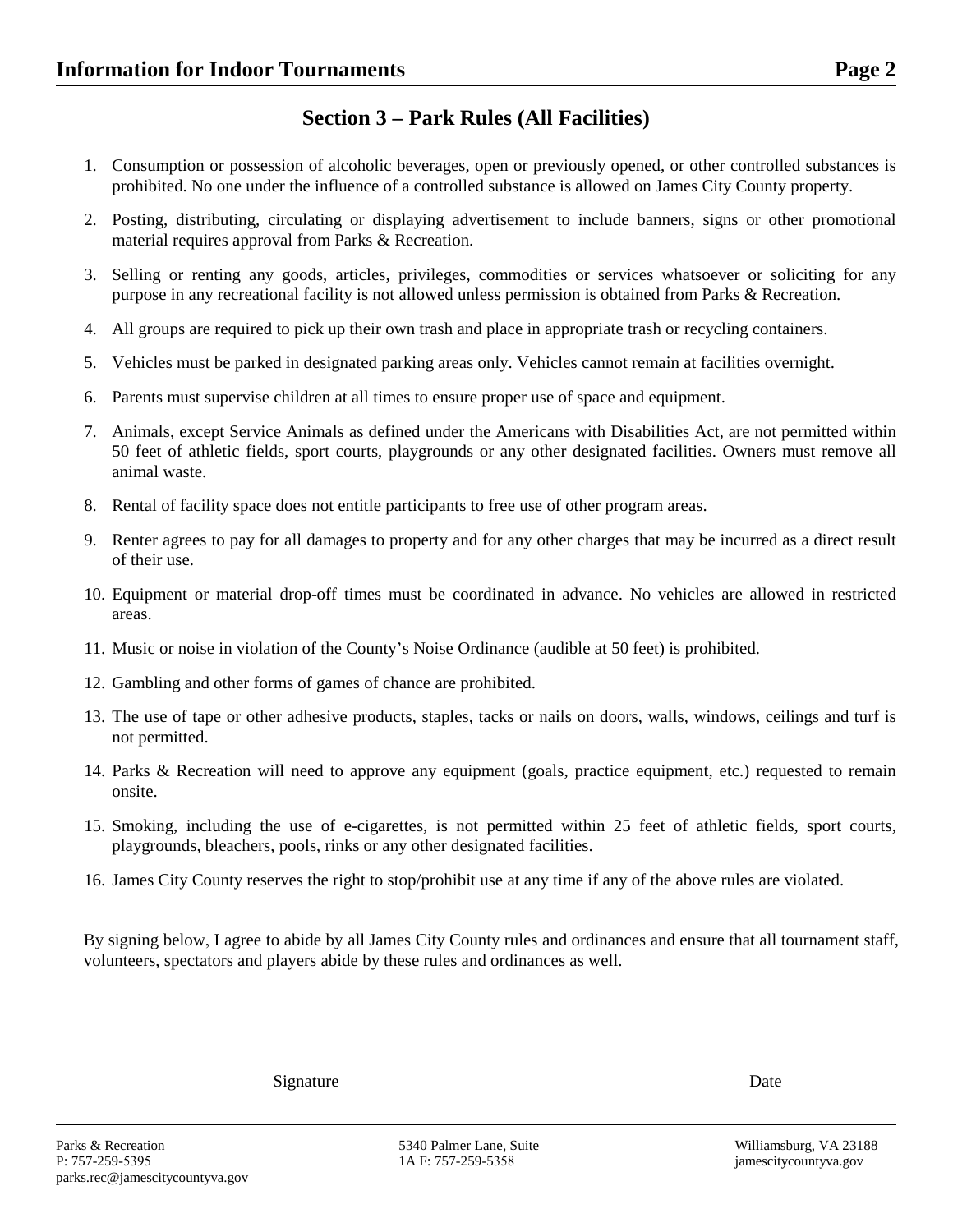## Section 3 – Park Rules (All Facilities)

1. Consumption or possession of alcoholic beverages, open or previously opened, or other controlled substances is prohibited. No one under the influence of a controlled substance is allowed on James City County property.
2. Posting, distributing, circulating or displaying advertisement to include banners, signs or other promotional material requires approval from Parks & Recreation.
3. Selling or renting any goods, articles, privileges, commodities or services whatsoever or soliciting for any purpose in any recreational facility is not allowed unless permission is obtained from Parks & Recreation.
4. All groups are required to pick up their own trash and place in appropriate trash or recycling containers.
5. Vehicles must be parked in designated parking areas only. Vehicles cannot remain at facilities overnight.
6. Parents must supervise children at all times to ensure proper use of space and equipment.
7. Animals, except Service Animals as defined under the Americans with Disabilities Act, are not permitted within 50 feet of athletic fields, sport courts, playgrounds or any other designated facilities. Owners must remove all animal waste.
8. Rental of facility space does not entitle participants to free use of other program areas.
9. Renter agrees to pay for all damages to property and for any other charges that may be incurred as a direct result of their use.
10. Equipment or material drop-off times must be coordinated in advance. No vehicles are allowed in restricted areas.
11. Music or noise in violation of the County's Noise Ordinance (audible at 50 feet) is prohibited.
12. Gambling and other forms of games of chance are prohibited.
13. The use of tape or other adhesive products, staples, tacks or nails on doors, walls, windows, ceilings and turf is not permitted.
14. Parks & Recreation will need to approve any equipment (goals, practice equipment, etc.) requested to remain onsite.
15. Smoking, including the use of e-cigarettes, is not permitted within 25 feet of athletic fields, sport courts, playgrounds, bleachers, pools, rinks or any other designated facilities.
16. James City County reserves the right to stop/prohibit use at any time if any of the above rules are violated.

By signing below, I agree to abide by all James City County rules and ordinances and ensure that all tournament staff, volunteers, spectators and players abide by these rules and ordinances as well.

\_\_\_\_\_\_\_\_\_\_\_\_\_\_\_\_\_\_\_\_\_\_\_\_\_\_\_\_\_\_\_\_\_\_\_\_\_\_\_\_ &nbsp;&nbsp;&nbsp;&nbsp; \_\_\_\_\_\_\_\_\_\_\_\_\_\_\_\_\_\_\_\_

Signature &nbsp;&nbsp;&nbsp;&nbsp;&nbsp;&nbsp;&nbsp;&nbsp;&nbsp;&nbsp;&nbsp;&nbsp;&nbsp;&nbsp;&nbsp;&nbsp;&nbsp;&nbsp;&nbsp;&nbsp;&nbsp;&nbsp;&nbsp;&nbsp;&nbsp;&nbsp;&nbsp;&nbsp;&nbsp;&nbsp;&nbsp;&nbsp; Date

Parks & Recreation
P: 757-259-5395
parks.rec@jamescitycountyva.gov

5340 Palmer Lane, Suite 1A F: 757-259-5358

Williamsburg, VA 23188
jamescitycountyva.gov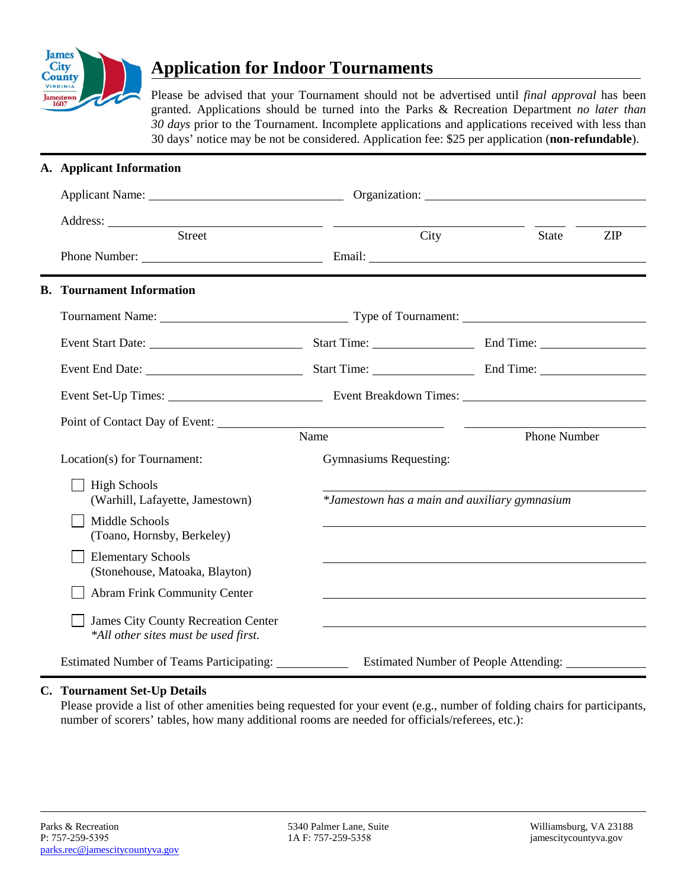# Application for Indoor Tournaments

Please be advised that your Tournament should not be advertised until *final approval* has been granted. Applications should be turned into the Parks & Recreation Department *no later than 30 days* prior to the Tournament. Incomplete applications and applications received with less than 30 days' notice may be not be considered. Application fee: $25 per application (**non-refundable**).

## A. Applicant Information

Applicant Name: ______________________ Organization: ______________________

Address: ______________________ ______________________ ______ ______
Street City State ZIP

Phone Number: ______________________ Email: ______________________

## B. Tournament Information

Tournament Name: ______________________ Type of Tournament: ______________________

Event Start Date: ______________ Start Time: __________ End Time: __________

Event End Date: ______________ Start Time: __________ End Time: __________

Event Set-Up Times: ______________ Event Breakdown Times: ______________

Point of Contact Day of Event: ______________________ ______________________
Name Phone Number

| Location(s) for Tournament: | Gymnasiums Requesting: |
|---|---|
| ☐ High Schools (Warhill, Lafayette, Jamestown) | ______________________ *Jamestown has a main and auxiliary gymnasium* |
| ☐ Middle Schools (Toano, Hornsby, Berkeley) | ______________________ |
| ☐ Elementary Schools (Stonehouse, Matoaka, Blayton) | ______________________ |
| ☐ Abram Frink Community Center | ______________________ |
| ☐ James City County Recreation Center *\*All other sites must be used first.* | ______________________ |

Estimated Number of Teams Participating: __________ Estimated Number of People Attending: __________

## C. Tournament Set-Up Details

Please provide a list of other amenities being requested for your event (e.g., number of folding chairs for participants, number of scorers' tables, how many additional rooms are needed for officials/referees, etc.):

Parks & Recreation
P: 757-259-5395
parks.rec@jamescitycountyva.gov

5340 Palmer Lane, Suite 1A F: 757-259-5358

Williamsburg, VA 23188
jamescitycountyva.gov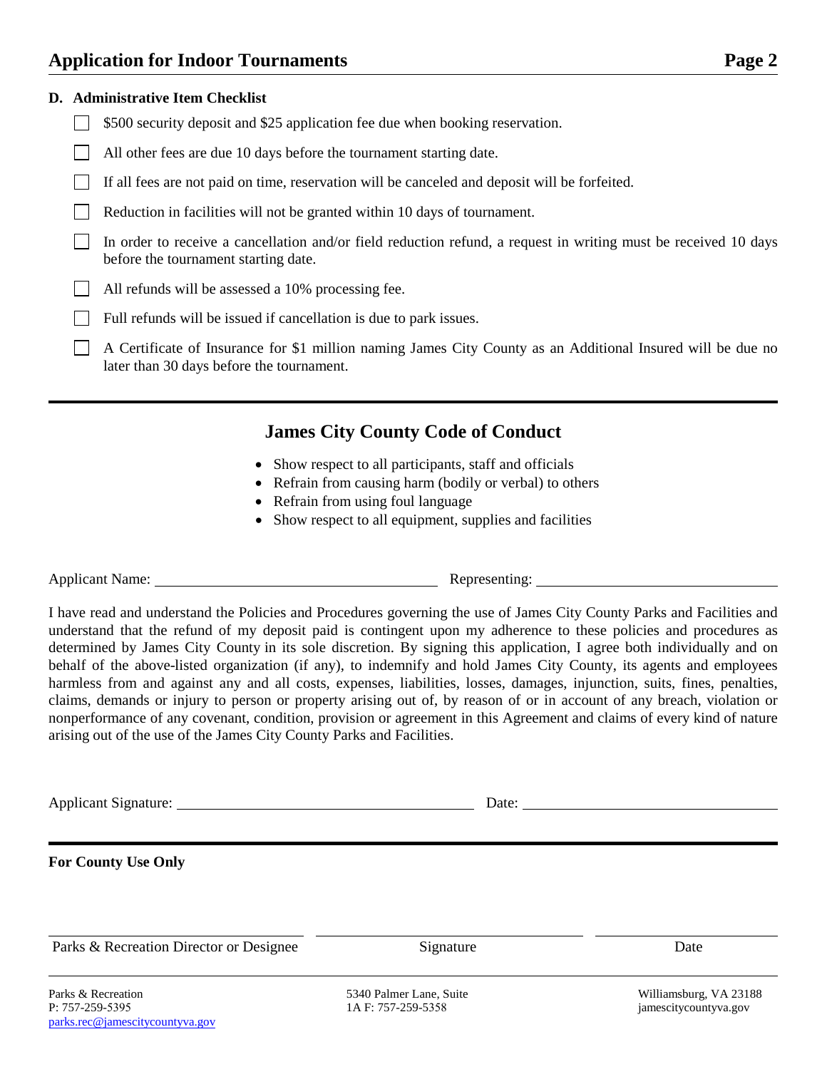### D. Administrative Item Checklist

- [ ] $500 security deposit and $25 application fee due when booking reservation.
- [ ] All other fees are due 10 days before the tournament starting date.
- [ ] If all fees are not paid on time, reservation will be canceled and deposit will be forfeited.
- [ ] Reduction in facilities will not be granted within 10 days of tournament.
- [ ] In order to receive a cancellation and/or field reduction refund, a request in writing must be received 10 days before the tournament starting date.
- [ ] All refunds will be assessed a 10% processing fee.
- [ ] Full refunds will be issued if cancellation is due to park issues.
- [ ] A Certificate of Insurance for $1 million naming James City County as an Additional Insured will be due no later than 30 days before the tournament.

---

## James City County Code of Conduct

- Show respect to all participants, staff and officials
- Refrain from causing harm (bodily or verbal) to others
- Refrain from using foul language
- Show respect to all equipment, supplies and facilities

Applicant Name: ______________________________ Representing: ______________________________

I have read and understand the Policies and Procedures governing the use of James City County Parks and Facilities and understand that the refund of my deposit paid is contingent upon my adherence to these policies and procedures as determined by James City County in its sole discretion. By signing this application, I agree both individually and on behalf of the above-listed organization (if any), to indemnify and hold James City County, its agents and employees harmless from and against any and all costs, expenses, liabilities, losses, damages, injunction, suits, fines, penalties, claims, demands or injury to person or property arising out of, by reason of or in account of any breach, violation or nonperformance of any covenant, condition, provision or agreement in this Agreement and claims of every kind of nature arising out of the use of the James City County Parks and Facilities.

Applicant Signature: ______________________________ Date: ______________________________

---

**For County Use Only**

| Parks & Recreation Director or Designee | Signature | Date |
|---|---|---|

Parks & Recreation
P: 757-259-5395
parks.rec@jamescitycountyva.gov

5340 Palmer Lane, Suite 1A F: 757-259-5358

Williamsburg, VA 23188
jamescitycountyva.gov